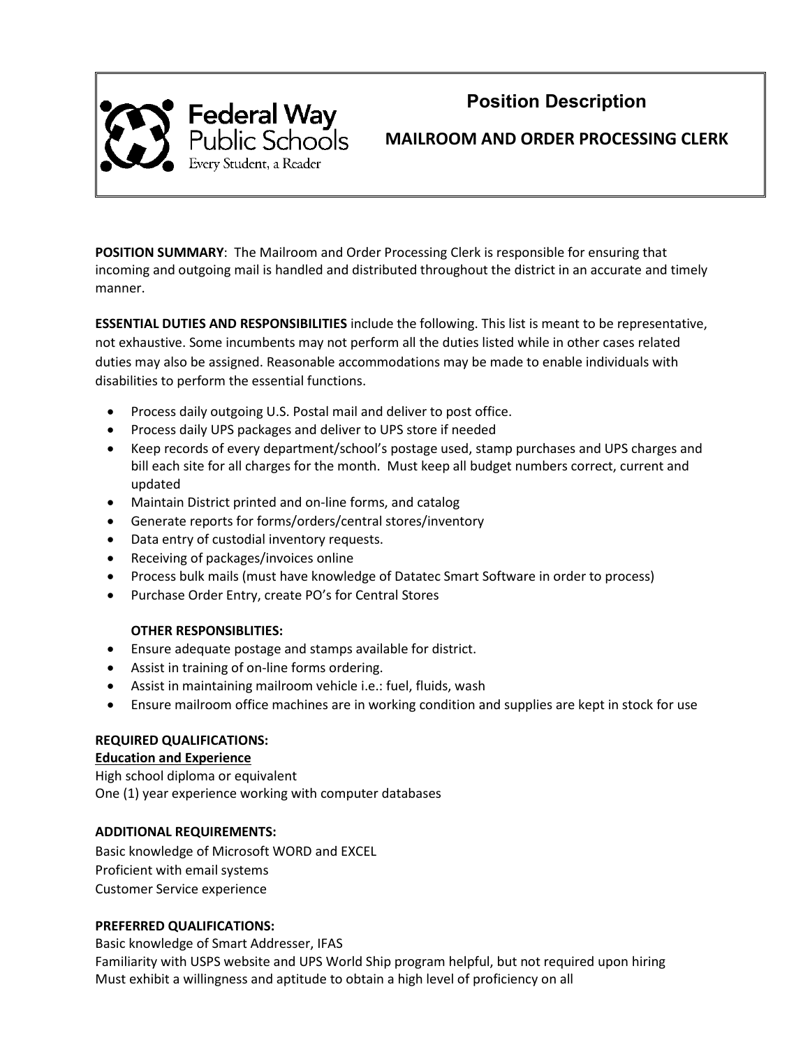Federal Way Public Schools
Every Student, a Reader

# Position Description

## MAILROOM AND ORDER PROCESSING CLERK

**POSITION SUMMARY**: The Mailroom and Order Processing Clerk is responsible for ensuring that incoming and outgoing mail is handled and distributed throughout the district in an accurate and timely manner.

**ESSENTIAL DUTIES AND RESPONSIBILITIES** include the following. This list is meant to be representative, not exhaustive. Some incumbents may not perform all the duties listed while in other cases related duties may also be assigned. Reasonable accommodations may be made to enable individuals with disabilities to perform the essential functions.

- Process daily outgoing U.S. Postal mail and deliver to post office.
- Process daily UPS packages and deliver to UPS store if needed
- Keep records of every department/school's postage used, stamp purchases and UPS charges and bill each site for all charges for the month. Must keep all budget numbers correct, current and updated
- Maintain District printed and on-line forms, and catalog
- Generate reports for forms/orders/central stores/inventory
- Data entry of custodial inventory requests.
- Receiving of packages/invoices online
- Process bulk mails (must have knowledge of Datatec Smart Software in order to process)
- Purchase Order Entry, create PO's for Central Stores

**OTHER RESPONSIBLITIES:**

- Ensure adequate postage and stamps available for district.
- Assist in training of on-line forms ordering.
- Assist in maintaining mailroom vehicle i.e.: fuel, fluids, wash
- Ensure mailroom office machines are in working condition and supplies are kept in stock for use

**REQUIRED QUALIFICATIONS:**

**Education and Experience**

High school diploma or equivalent
One (1) year experience working with computer databases

**ADDITIONAL REQUIREMENTS:**

Basic knowledge of Microsoft WORD and EXCEL
Proficient with email systems
Customer Service experience

**PREFERRED QUALIFICATIONS:**

Basic knowledge of Smart Addresser, IFAS
Familiarity with USPS website and UPS World Ship program helpful, but not required upon hiring
Must exhibit a willingness and aptitude to obtain a high level of proficiency on all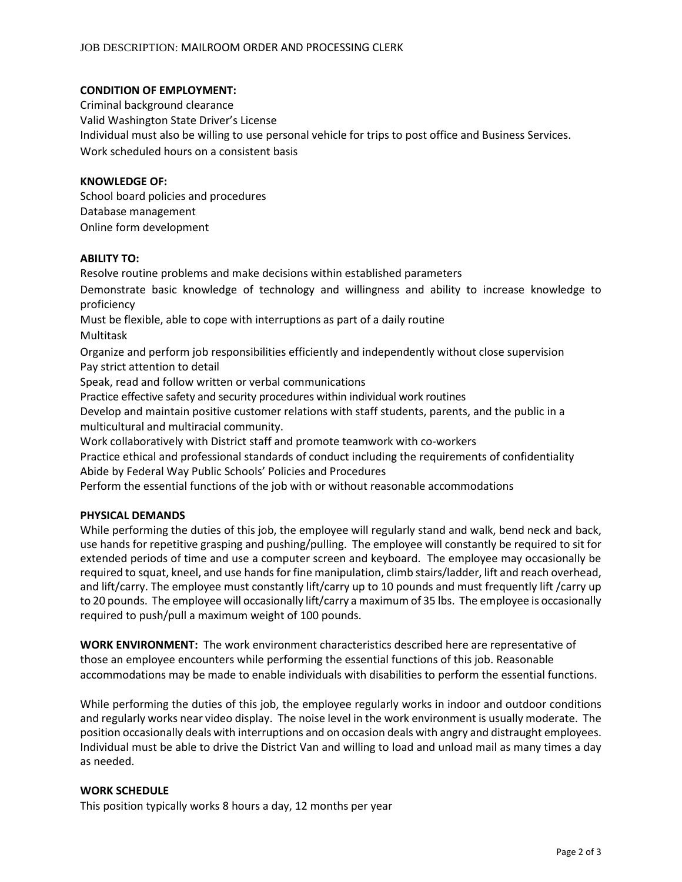**CONDITION OF EMPLOYMENT:**

Criminal background clearance
Valid Washington State Driver's License
Individual must also be willing to use personal vehicle for trips to post office and Business Services.
Work scheduled hours on a consistent basis

**KNOWLEDGE OF:**

School board policies and procedures
Database management
Online form development

**ABILITY TO:**

Resolve routine problems and make decisions within established parameters
Demonstrate basic knowledge of technology and willingness and ability to increase knowledge to proficiency
Must be flexible, able to cope with interruptions as part of a daily routine
Multitask
Organize and perform job responsibilities efficiently and independently without close supervision
Pay strict attention to detail
Speak, read and follow written or verbal communications
Practice effective safety and security procedures within individual work routines
Develop and maintain positive customer relations with staff students, parents, and the public in a multicultural and multiracial community.
Work collaboratively with District staff and promote teamwork with co-workers
Practice ethical and professional standards of conduct including the requirements of confidentiality
Abide by Federal Way Public Schools' Policies and Procedures
Perform the essential functions of the job with or without reasonable accommodations

**PHYSICAL DEMANDS**

While performing the duties of this job, the employee will regularly stand and walk, bend neck and back, use hands for repetitive grasping and pushing/pulling. The employee will constantly be required to sit for extended periods of time and use a computer screen and keyboard. The employee may occasionally be required to squat, kneel, and use hands for fine manipulation, climb stairs/ladder, lift and reach overhead, and lift/carry. The employee must constantly lift/carry up to 10 pounds and must frequently lift /carry up to 20 pounds. The employee will occasionally lift/carry a maximum of 35 lbs. The employee is occasionally required to push/pull a maximum weight of 100 pounds.

**WORK ENVIRONMENT:** The work environment characteristics described here are representative of those an employee encounters while performing the essential functions of this job. Reasonable accommodations may be made to enable individuals with disabilities to perform the essential functions.

While performing the duties of this job, the employee regularly works in indoor and outdoor conditions and regularly works near video display. The noise level in the work environment is usually moderate. The position occasionally deals with interruptions and on occasion deals with angry and distraught employees. Individual must be able to drive the District Van and willing to load and unload mail as many times a day as needed.

**WORK SCHEDULE**

This position typically works 8 hours a day, 12 months per year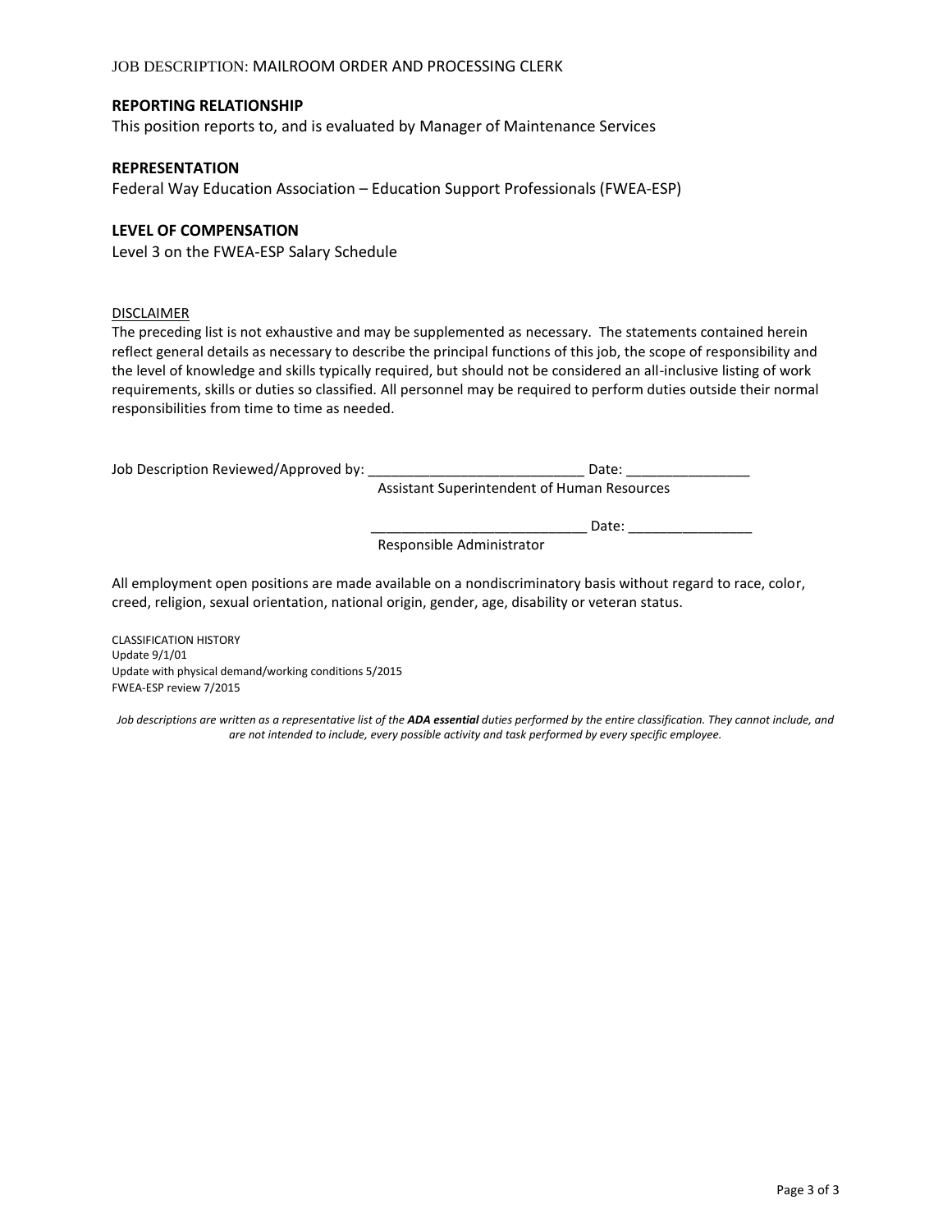JOB DESCRIPTION: MAILROOM ORDER AND PROCESSING CLERK

## REPORTING RELATIONSHIP

This position reports to, and is evaluated by Manager of Maintenance Services

## REPRESENTATION

Federal Way Education Association – Education Support Professionals (FWEA-ESP)

## LEVEL OF COMPENSATION

Level 3 on the FWEA-ESP Salary Schedule

DISCLAIMER

The preceding list is not exhaustive and may be supplemented as necessary. The statements contained herein reflect general details as necessary to describe the principal functions of this job, the scope of responsibility and the level of knowledge and skills typically required, but should not be considered an all-inclusive listing of work requirements, skills or duties so classified. All personnel may be required to perform duties outside their normal responsibilities from time to time as needed.

Job Description Reviewed/Approved by: ____________________________ Date: ________________

Assistant Superintendent of Human Resources

____________________________ Date: ________________

Responsible Administrator

All employment open positions are made available on a nondiscriminatory basis without regard to race, color, creed, religion, sexual orientation, national origin, gender, age, disability or veteran status.

CLASSIFICATION HISTORY
Update 9/1/01
Update with physical demand/working conditions 5/2015
FWEA-ESP review 7/2015

*Job descriptions are written as a representative list of the **ADA essential** duties performed by the entire classification. They cannot include, and are not intended to include, every possible activity and task performed by every specific employee.*